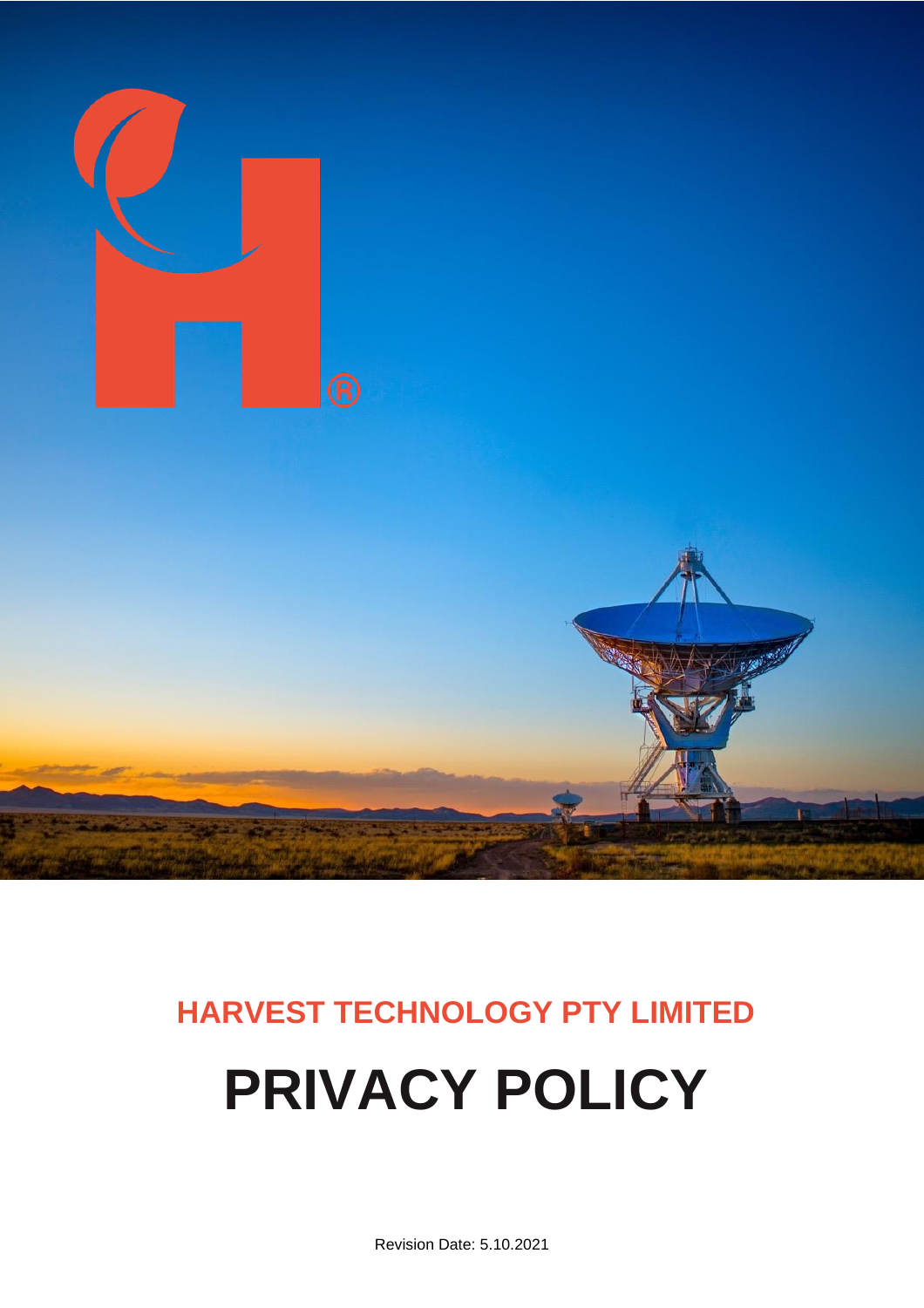**HARVEST TECHNOLOGY PTY LIMITED**

# PRIVACY POLICY

Revision Date: 5.10.2021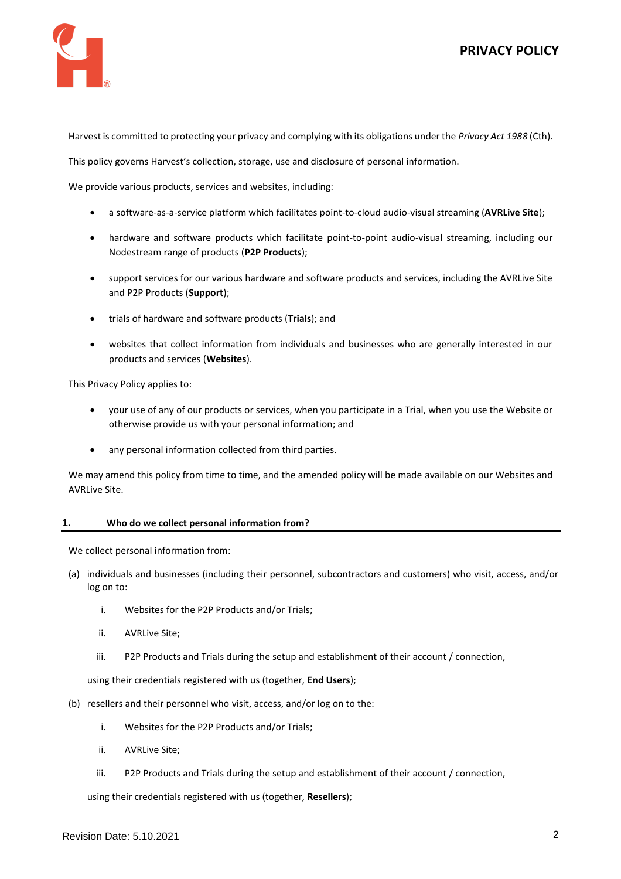Harvest is committed to protecting your privacy and complying with its obligations under the *Privacy Act 1988* (Cth).

This policy governs Harvest's collection, storage, use and disclosure of personal information.

We provide various products, services and websites, including:

- a software-as-a-service platform which facilitates point-to-cloud audio-visual streaming (**AVRLive Site**);
- hardware and software products which facilitate point-to-point audio-visual streaming, including our Nodestream range of products (**P2P Products**);
- support services for our various hardware and software products and services, including the AVRLive Site and P2P Products (**Support**);
- trials of hardware and software products (**Trials**); and
- websites that collect information from individuals and businesses who are generally interested in our products and services (**Websites**).

This Privacy Policy applies to:

- your use of any of our products or services, when you participate in a Trial, when you use the Website or otherwise provide us with your personal information; and
- any personal information collected from third parties.

We may amend this policy from time to time, and the amended policy will be made available on our Websites and AVRLive Site.

## 1. Who do we collect personal information from?

We collect personal information from:

(a) individuals and businesses (including their personnel, subcontractors and customers) who visit, access, and/or log on to:

  i. Websites for the P2P Products and/or Trials;

  ii. AVRLive Site;

  iii. P2P Products and Trials during the setup and establishment of their account / connection,

  using their credentials registered with us (together, **End Users**);

(b) resellers and their personnel who visit, access, and/or log on to the:

  i. Websites for the P2P Products and/or Trials;

  ii. AVRLive Site;

  iii. P2P Products and Trials during the setup and establishment of their account / connection,

  using their credentials registered with us (together, **Resellers**);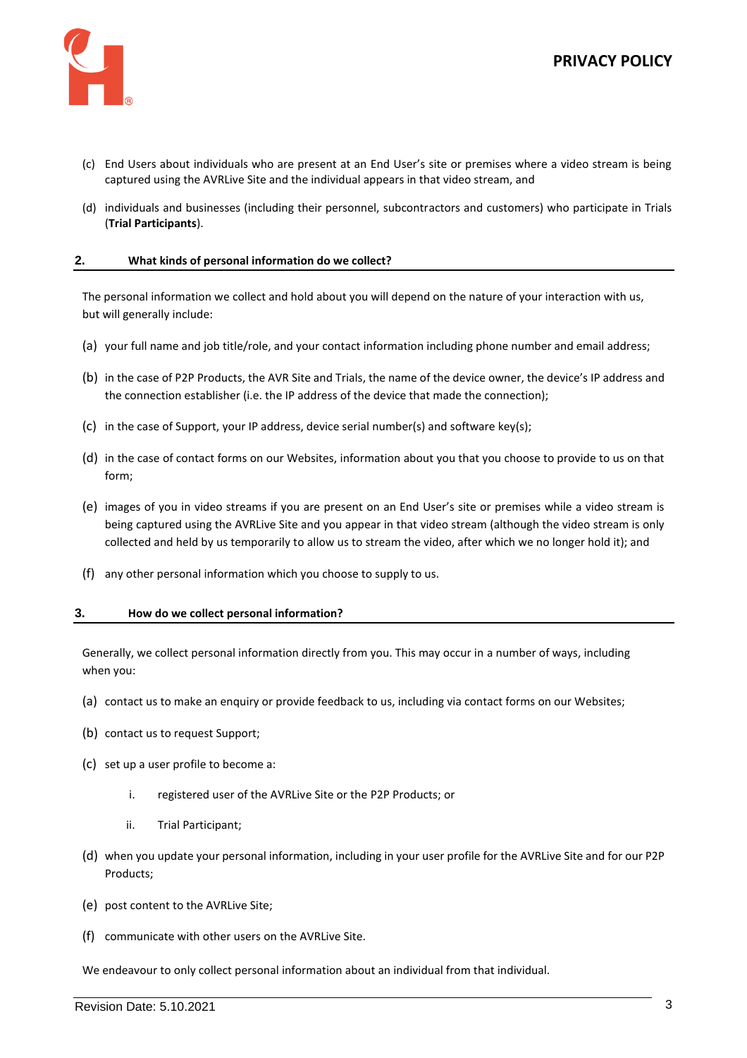(c) End Users about individuals who are present at an End User's site or premises where a video stream is being captured using the AVRLive Site and the individual appears in that video stream, and

(d) individuals and businesses (including their personnel, subcontractors and customers) who participate in Trials (**Trial Participants**).

## 2. What kinds of personal information do we collect?

The personal information we collect and hold about you will depend on the nature of your interaction with us, but will generally include:

(a) your full name and job title/role, and your contact information including phone number and email address;

(b) in the case of P2P Products, the AVR Site and Trials, the name of the device owner, the device's IP address and the connection establisher (i.e. the IP address of the device that made the connection);

(c) in the case of Support, your IP address, device serial number(s) and software key(s);

(d) in the case of contact forms on our Websites, information about you that you choose to provide to us on that form;

(e) images of you in video streams if you are present on an End User's site or premises while a video stream is being captured using the AVRLive Site and you appear in that video stream (although the video stream is only collected and held by us temporarily to allow us to stream the video, after which we no longer hold it); and

(f) any other personal information which you choose to supply to us.

## 3. How do we collect personal information?

Generally, we collect personal information directly from you. This may occur in a number of ways, including when you:

(a) contact us to make an enquiry or provide feedback to us, including via contact forms on our Websites;

(b) contact us to request Support;

(c) set up a user profile to become a:

   i. registered user of the AVRLive Site or the P2P Products; or

   ii. Trial Participant;

(d) when you update your personal information, including in your user profile for the AVRLive Site and for our P2P Products;

(e) post content to the AVRLive Site;

(f) communicate with other users on the AVRLive Site.

We endeavour to only collect personal information about an individual from that individual.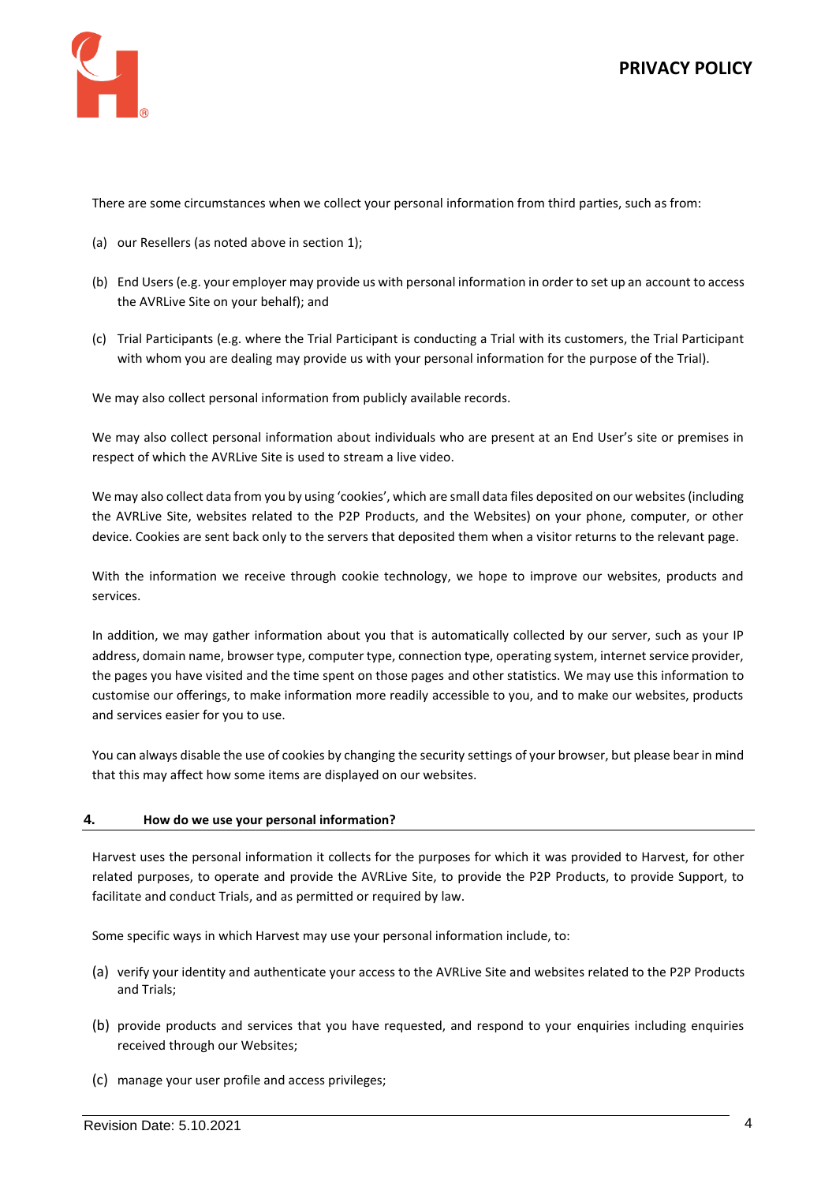There are some circumstances when we collect your personal information from third parties, such as from:

(a) our Resellers (as noted above in section 1);

(b) End Users (e.g. your employer may provide us with personal information in order to set up an account to access the AVRLive Site on your behalf); and

(c) Trial Participants (e.g. where the Trial Participant is conducting a Trial with its customers, the Trial Participant with whom you are dealing may provide us with your personal information for the purpose of the Trial).

We may also collect personal information from publicly available records.

We may also collect personal information about individuals who are present at an End User's site or premises in respect of which the AVRLive Site is used to stream a live video.

We may also collect data from you by using 'cookies', which are small data files deposited on our websites (including the AVRLive Site, websites related to the P2P Products, and the Websites) on your phone, computer, or other device. Cookies are sent back only to the servers that deposited them when a visitor returns to the relevant page.

With the information we receive through cookie technology, we hope to improve our websites, products and services.

In addition, we may gather information about you that is automatically collected by our server, such as your IP address, domain name, browser type, computer type, connection type, operating system, internet service provider, the pages you have visited and the time spent on those pages and other statistics. We may use this information to customise our offerings, to make information more readily accessible to you, and to make our websites, products and services easier for you to use.

You can always disable the use of cookies by changing the security settings of your browser, but please bear in mind that this may affect how some items are displayed on our websites.

## 4. How do we use your personal information?

Harvest uses the personal information it collects for the purposes for which it was provided to Harvest, for other related purposes, to operate and provide the AVRLive Site, to provide the P2P Products, to provide Support, to facilitate and conduct Trials, and as permitted or required by law.

Some specific ways in which Harvest may use your personal information include, to:

(a) verify your identity and authenticate your access to the AVRLive Site and websites related to the P2P Products and Trials;

(b) provide products and services that you have requested, and respond to your enquiries including enquiries received through our Websites;

(c) manage your user profile and access privileges;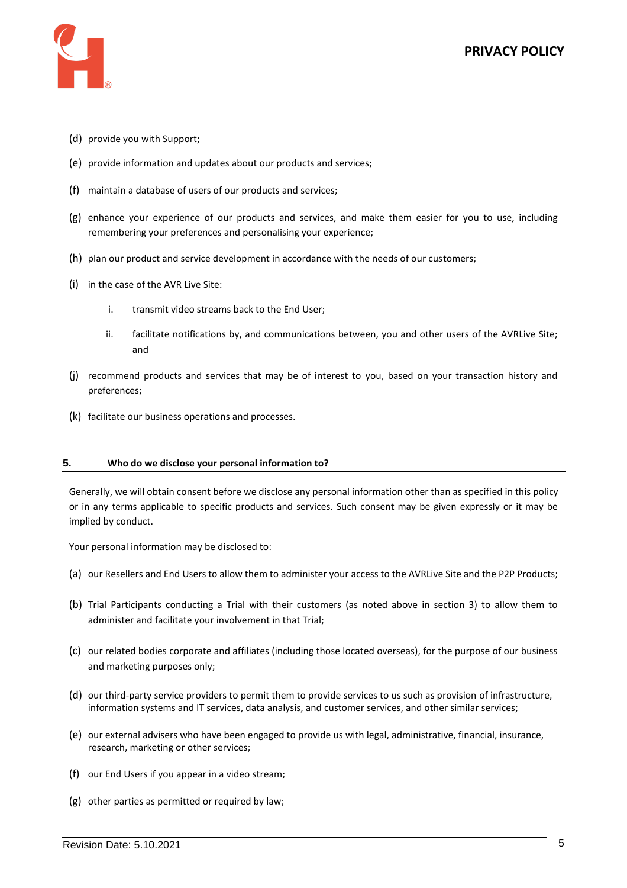(d) provide you with Support;

(e) provide information and updates about our products and services;

(f) maintain a database of users of our products and services;

(g) enhance your experience of our products and services, and make them easier for you to use, including remembering your preferences and personalising your experience;

(h) plan our product and service development in accordance with the needs of our customers;

(i) in the case of the AVR Live Site:

   i. transmit video streams back to the End User;

   ii. facilitate notifications by, and communications between, you and other users of the AVRLive Site; and

(j) recommend products and services that may be of interest to you, based on your transaction history and preferences;

(k) facilitate our business operations and processes.

## 5. Who do we disclose your personal information to?

Generally, we will obtain consent before we disclose any personal information other than as specified in this policy or in any terms applicable to specific products and services. Such consent may be given expressly or it may be implied by conduct.

Your personal information may be disclosed to:

(a) our Resellers and End Users to allow them to administer your access to the AVRLive Site and the P2P Products;

(b) Trial Participants conducting a Trial with their customers (as noted above in section 3) to allow them to administer and facilitate your involvement in that Trial;

(c) our related bodies corporate and affiliates (including those located overseas), for the purpose of our business and marketing purposes only;

(d) our third-party service providers to permit them to provide services to us such as provision of infrastructure, information systems and IT services, data analysis, and customer services, and other similar services;

(e) our external advisers who have been engaged to provide us with legal, administrative, financial, insurance, research, marketing or other services;

(f) our End Users if you appear in a video stream;

(g) other parties as permitted or required by law;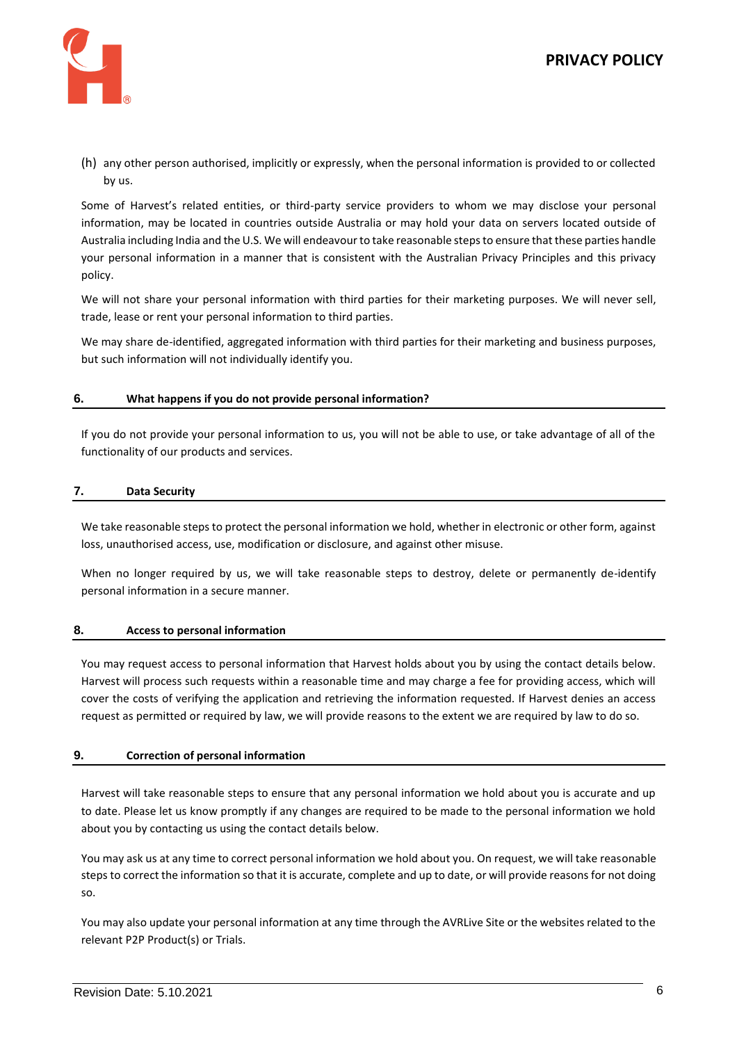(h) any other person authorised, implicitly or expressly, when the personal information is provided to or collected by us.

Some of Harvest's related entities, or third-party service providers to whom we may disclose your personal information, may be located in countries outside Australia or may hold your data on servers located outside of Australia including India and the U.S. We will endeavour to take reasonable steps to ensure that these parties handle your personal information in a manner that is consistent with the Australian Privacy Principles and this privacy policy.

We will not share your personal information with third parties for their marketing purposes. We will never sell, trade, lease or rent your personal information to third parties.

We may share de-identified, aggregated information with third parties for their marketing and business purposes, but such information will not individually identify you.

## 6. What happens if you do not provide personal information?

If you do not provide your personal information to us, you will not be able to use, or take advantage of all of the functionality of our products and services.

## 7. Data Security

We take reasonable steps to protect the personal information we hold, whether in electronic or other form, against loss, unauthorised access, use, modification or disclosure, and against other misuse.

When no longer required by us, we will take reasonable steps to destroy, delete or permanently de-identify personal information in a secure manner.

## 8. Access to personal information

You may request access to personal information that Harvest holds about you by using the contact details below. Harvest will process such requests within a reasonable time and may charge a fee for providing access, which will cover the costs of verifying the application and retrieving the information requested. If Harvest denies an access request as permitted or required by law, we will provide reasons to the extent we are required by law to do so.

## 9. Correction of personal information

Harvest will take reasonable steps to ensure that any personal information we hold about you is accurate and up to date. Please let us know promptly if any changes are required to be made to the personal information we hold about you by contacting us using the contact details below.

You may ask us at any time to correct personal information we hold about you. On request, we will take reasonable steps to correct the information so that it is accurate, complete and up to date, or will provide reasons for not doing so.

You may also update your personal information at any time through the AVRLive Site or the websites related to the relevant P2P Product(s) or Trials.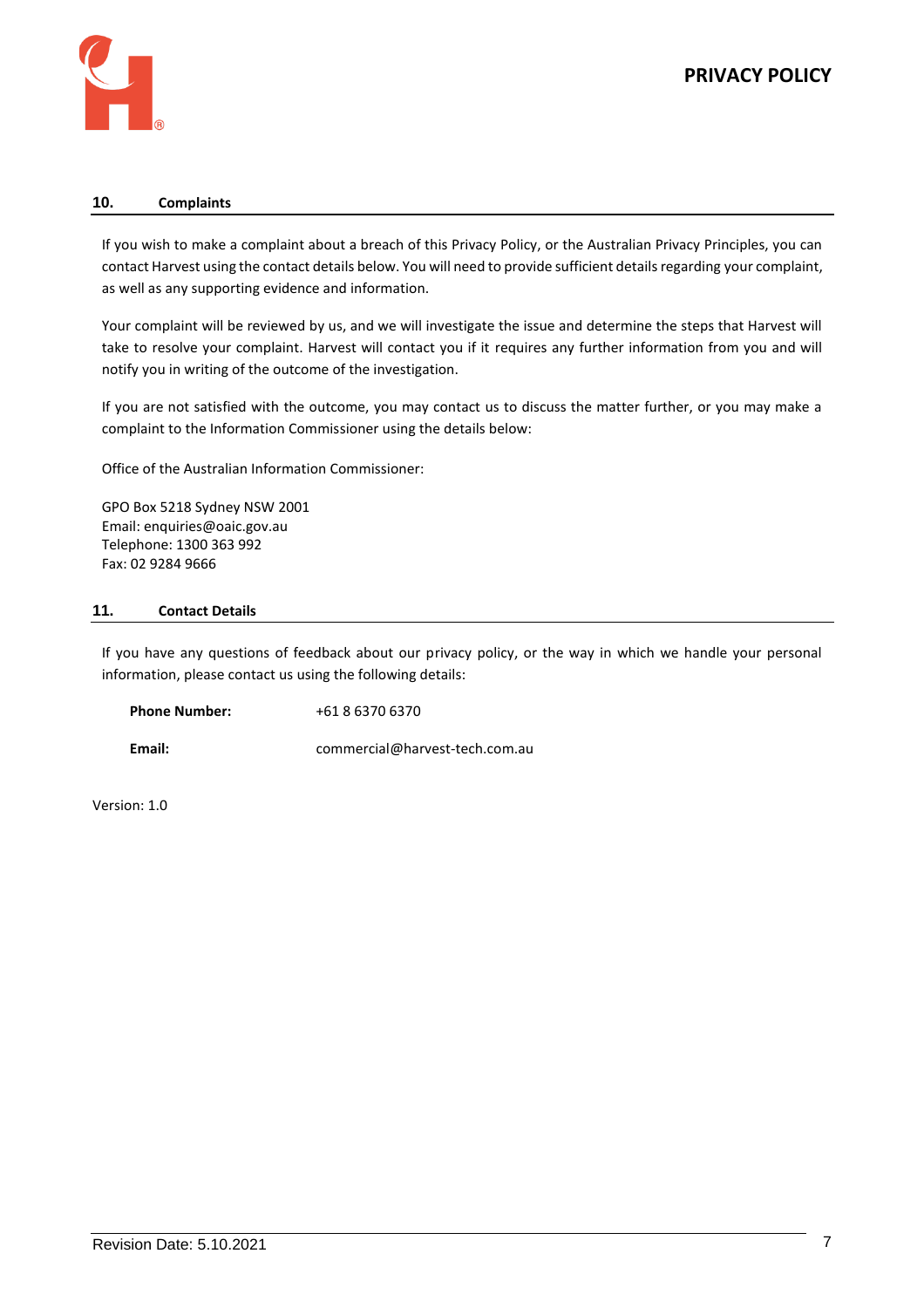## 10. Complaints

If you wish to make a complaint about a breach of this Privacy Policy, or the Australian Privacy Principles, you can contact Harvest using the contact details below. You will need to provide sufficient details regarding your complaint, as well as any supporting evidence and information.

Your complaint will be reviewed by us, and we will investigate the issue and determine the steps that Harvest will take to resolve your complaint. Harvest will contact you if it requires any further information from you and will notify you in writing of the outcome of the investigation.

If you are not satisfied with the outcome, you may contact us to discuss the matter further, or you may make a complaint to the Information Commissioner using the details below:

Office of the Australian Information Commissioner:

GPO Box 5218 Sydney NSW 2001
Email: enquiries@oaic.gov.au
Telephone: 1300 363 992
Fax: 02 9284 9666

## 11. Contact Details

If you have any questions of feedback about our privacy policy, or the way in which we handle your personal information, please contact us using the following details:

| | |
|---|---|
| **Phone Number:** | +61 8 6370 6370 |
| **Email:** | commercial@harvest-tech.com.au |

Version: 1.0

Revision Date: 5.10.2021